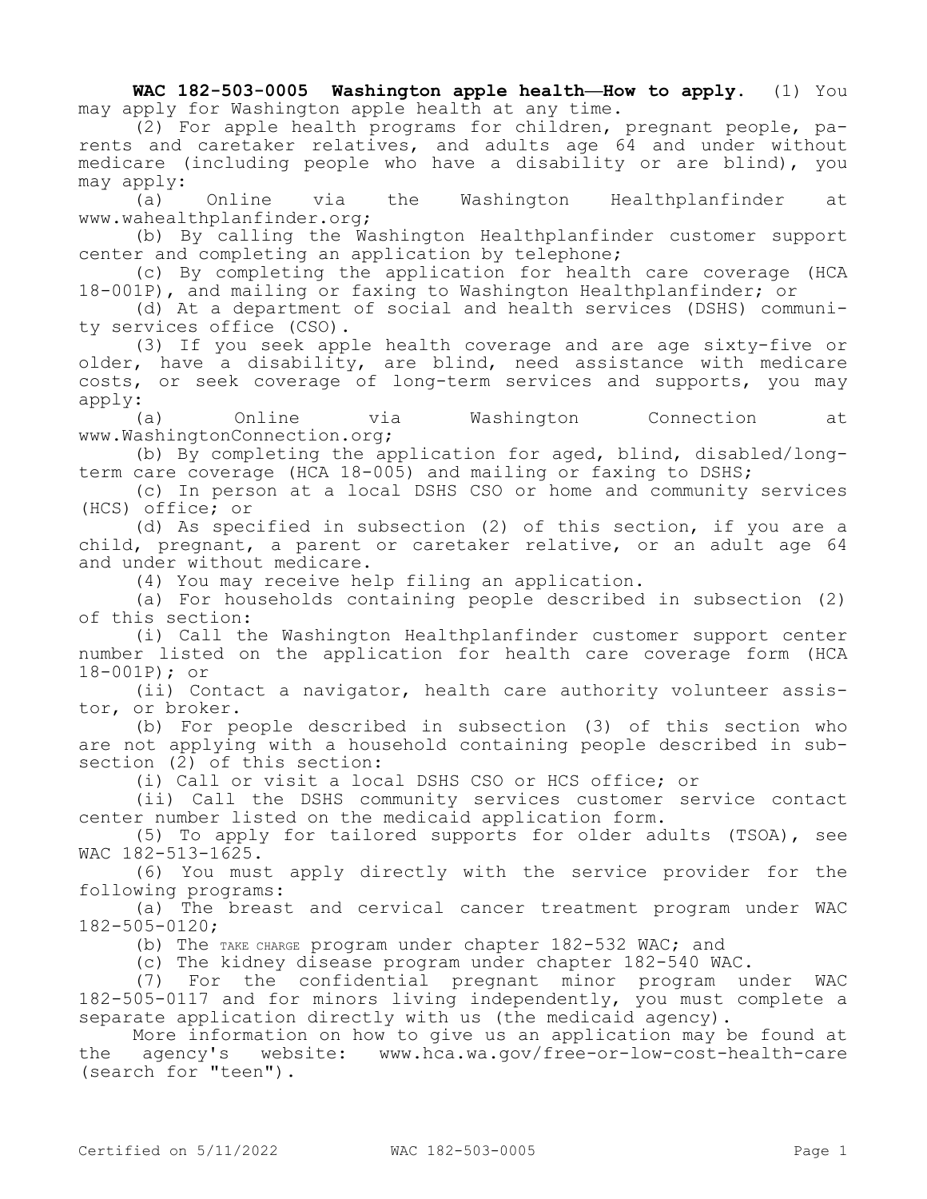**WAC 182-503-0005 Washington apple health—How to apply.** (1) You may apply for Washington apple health at any time.

(2) For apple health programs for children, pregnant people, parents and caretaker relatives, and adults age 64 and under without medicare (including people who have a disability or are blind), you may apply:

(a) Online via the Washington Healthplanfinder at www.wahealthplanfinder.org;

(b) By calling the Washington Healthplanfinder customer support center and completing an application by telephone;

(c) By completing the application for health care coverage (HCA 18-001P), and mailing or faxing to Washington Healthplanfinder; or

(d) At a department of social and health services (DSHS) community services office (CSO).

(3) If you seek apple health coverage and are age sixty-five or older, have a disability, are blind, need assistance with medicare costs, or seek coverage of long-term services and supports, you may apply:

(a) Online via Washington Connection at www.WashingtonConnection.org;

(b) By completing the application for aged, blind, disabled/long-term care coverage (HCA 18-005) and mailing or faxing to DSHS;

(c) In person at a local DSHS CSO or home and community services (HCS) office; or

(d) As specified in subsection (2) of this section, if you are a child, pregnant, a parent or caretaker relative, or an adult age 64 and under without medicare.

(4) You may receive help filing an application.

(a) For households containing people described in subsection (2) of this section:

(i) Call the Washington Healthplanfinder customer support center number listed on the application for health care coverage form (HCA 18-001P); or

(ii) Contact a navigator, health care authority volunteer assistor, or broker.

(b) For people described in subsection (3) of this section who are not applying with a household containing people described in subsection (2) of this section:

(i) Call or visit a local DSHS CSO or HCS office; or

(ii) Call the DSHS community services customer service contact center number listed on the medicaid application form.

(5) To apply for tailored supports for older adults (TSOA), see WAC 182-513-1625.

(6) You must apply directly with the service provider for the following programs:

(a) The breast and cervical cancer treatment program under WAC 182-505-0120;

(b) The TAKE CHARGE program under chapter 182-532 WAC; and

(c) The kidney disease program under chapter 182-540 WAC.

(7) For the confidential pregnant minor program under WAC 182-505-0117 and for minors living independently, you must complete a separate application directly with us (the medicaid agency).

More information on how to give us an application may be found at the agency's website: www.hca.wa.gov/free-or-low-cost-health-care (search for "teen").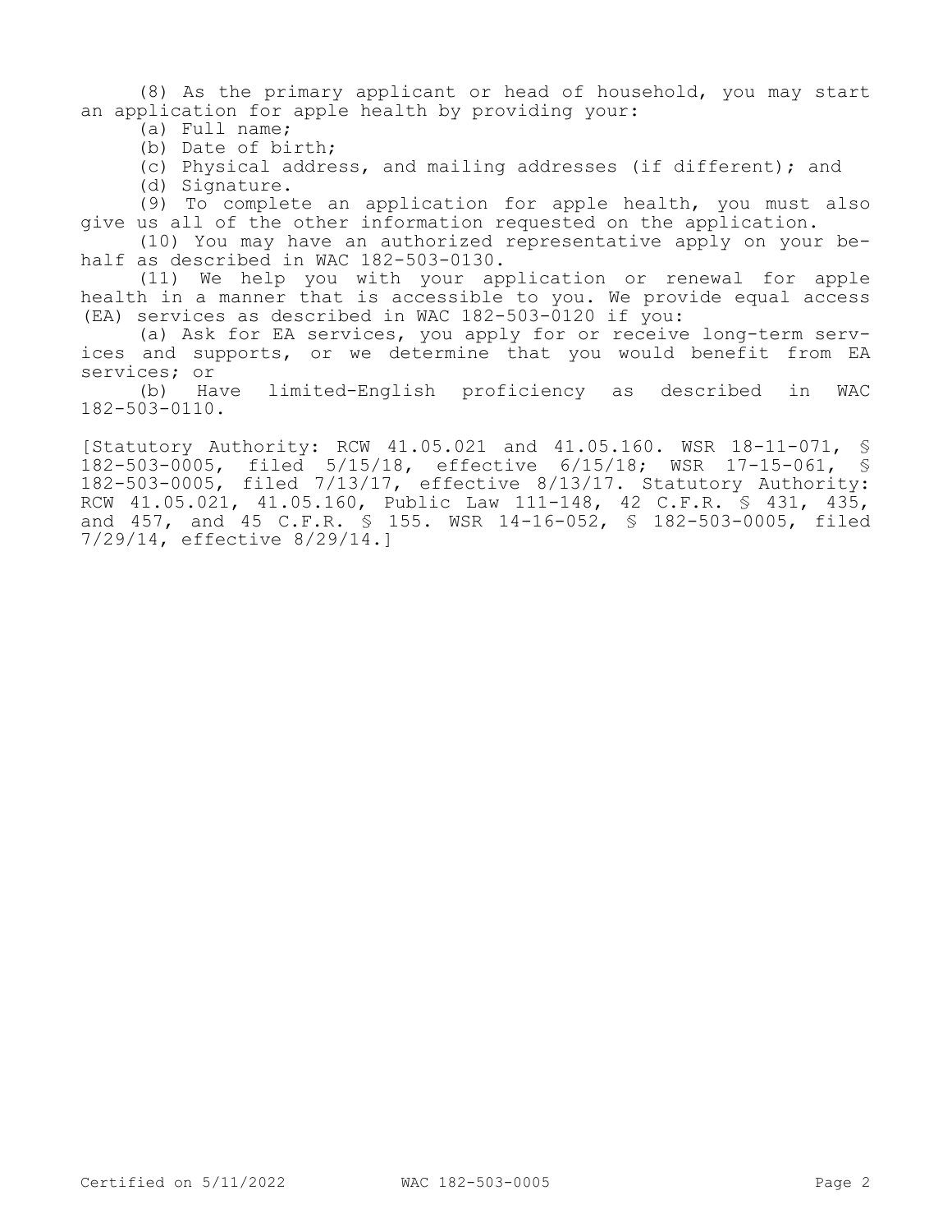(8) As the primary applicant or head of household, you may start an application for apple health by providing your:

(a) Full name;

(b) Date of birth;

(c) Physical address, and mailing addresses (if different); and

(d) Signature.

(9) To complete an application for apple health, you must also give us all of the other information requested on the application.

(10) You may have an authorized representative apply on your behalf as described in WAC 182-503-0130.

(11) We help you with your application or renewal for apple health in a manner that is accessible to you. We provide equal access (EA) services as described in WAC 182-503-0120 if you:

(a) Ask for EA services, you apply for or receive long-term services and supports, or we determine that you would benefit from EA services; or

(b) Have limited-English proficiency as described in WAC 182-503-0110.

[Statutory Authority: RCW 41.05.021 and 41.05.160. WSR 18-11-071, § 182-503-0005, filed 5/15/18, effective 6/15/18; WSR 17-15-061, § 182-503-0005, filed 7/13/17, effective 8/13/17. Statutory Authority: RCW 41.05.021, 41.05.160, Public Law 111-148, 42 C.F.R. § 431, 435, and 457, and 45 C.F.R. § 155. WSR 14-16-052, § 182-503-0005, filed 7/29/14, effective 8/29/14.]